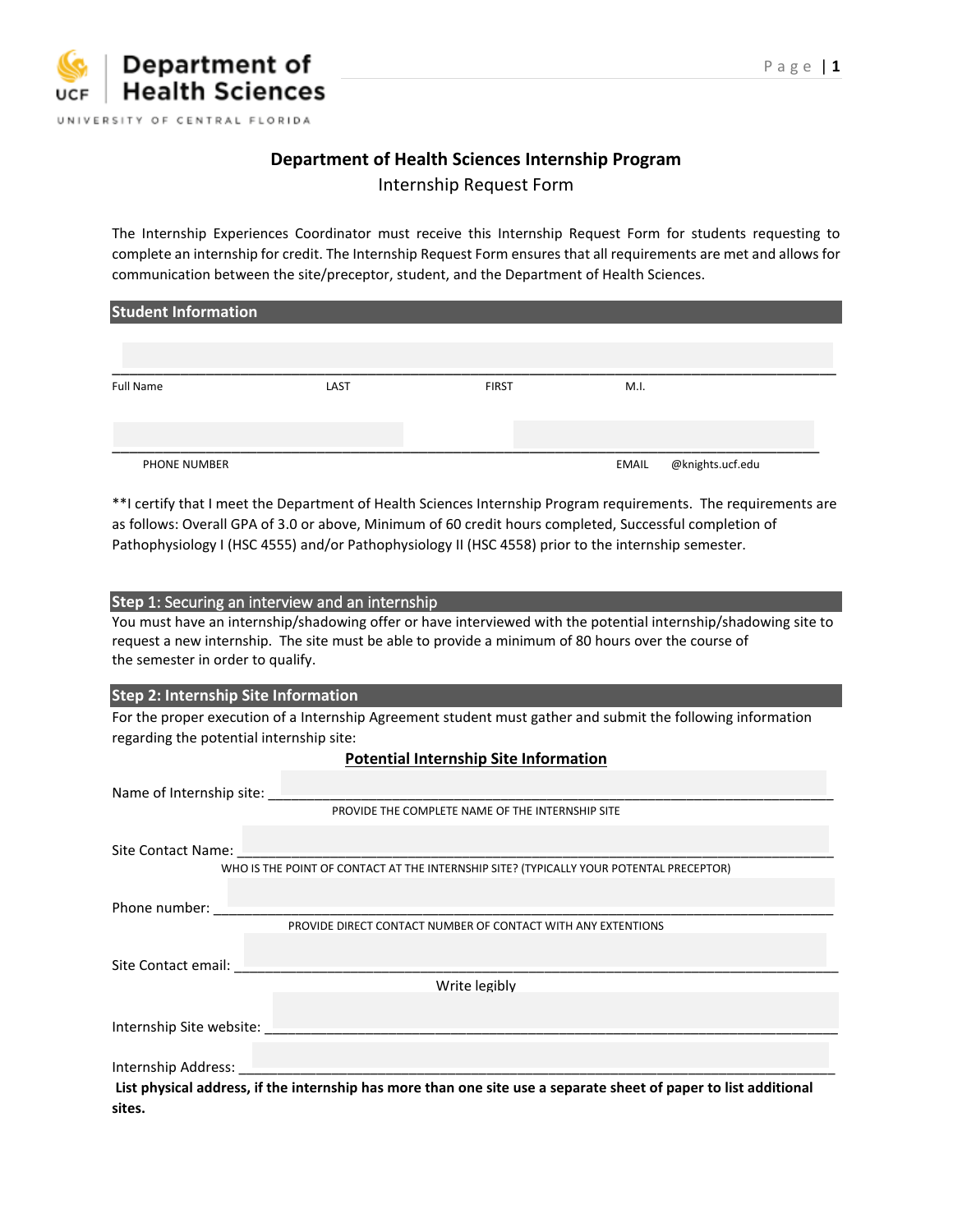Department of Health Sciences

UNIVERSITY OF CENTRAL FLORIDA

## Department of Health Sciences Internship Program

Internship Request Form

The Internship Experiences Coordinator must receive this Internship Request Form for students requesting to complete an internship for credit. The Internship Request Form ensures that all requirements are met and allows for communication between the site/preceptor, student, and the Department of Health Sciences.

### Student Information

_______________________________________________________________________________

Full Name LAST FIRST M.I.

_______________________________________________________________________________

PHONE NUMBER EMAIL @knights.ucf.edu

**I certify that I meet the Department of Health Sciences Internship Program requirements. The requirements are as follows: Overall GPA of 3.0 or above, Minimum of 60 credit hours completed, Successful completion of Pathophysiology I (HSC 4555) and/or Pathophysiology II (HSC 4558) prior to the internship semester.

### Step 1: Securing an interview and an internship

You must have an internship/shadowing offer or have interviewed with the potential internship/shadowing site to request a new internship. The site must be able to provide a minimum of 80 hours over the course of the semester in order to qualify.

### Step 2: Internship Site Information

For the proper execution of a Internship Agreement student must gather and submit the following information regarding the potential internship site:

**Potential Internship Site Information**

Name of Internship site: ______________________________________________________________

PROVIDE THE COMPLETE NAME OF THE INTERNSHIP SITE

Site Contact Name: ______________________________________________________________

WHO IS THE POINT OF CONTACT AT THE INTERNSHIP SITE? (TYPICALLY YOUR POTENTAL PRECEPTOR)

Phone number: ______________________________________________________________

PROVIDE DIRECT CONTACT NUMBER OF CONTACT WITH ANY EXTENTIONS

Site Contact email: ______________________________________________________________

Write legibly

Internship Site website: ______________________________________________________________

Internship Address: ______________________________________________________________

**List physical address, if the internship has more than one site use a separate sheet of paper to list additional sites.**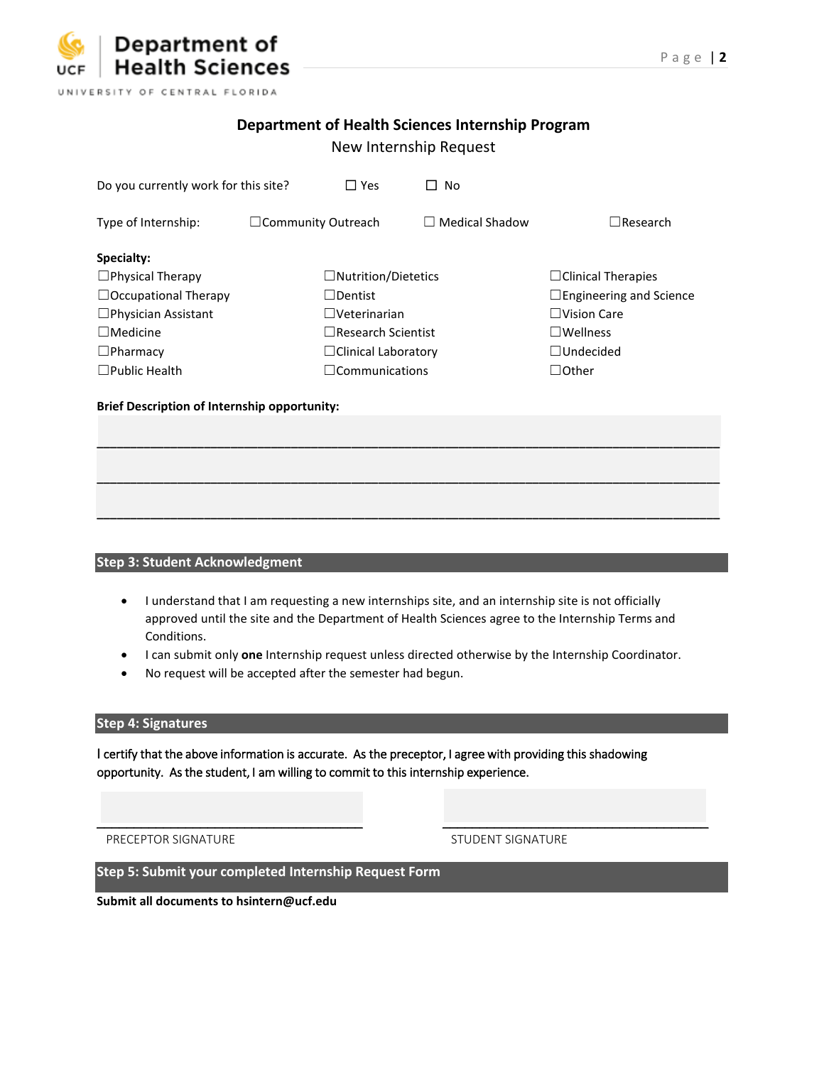## Department of Health Sciences Internship Program

New Internship Request

Do you currently work for this site? ☐ Yes ☐ No

Type of Internship: ☐Community Outreach ☐ Medical Shadow ☐Research

**Specialty:**

| | | |
|---|---|---|
| ☐Physical Therapy | ☐Nutrition/Dietetics | ☐Clinical Therapies |
| ☐Occupational Therapy | ☐Dentist | ☐Engineering and Science |
| ☐Physician Assistant | ☐Veterinarian | ☐Vision Care |
| ☐Medicine | ☐Research Scientist | ☐Wellness |
| ☐Pharmacy | ☐Clinical Laboratory | ☐Undecided |
| ☐Public Health | ☐Communications | ☐Other |

**Brief Description of Internship opportunity:**

______________________________________________________________________________

______________________________________________________________________________

______________________________________________________________________________

### Step 3: Student Acknowledgment

- I understand that I am requesting a new internships site, and an internship site is not officially approved until the site and the Department of Health Sciences agree to the Internship Terms and Conditions.
- I can submit only **one** Internship request unless directed otherwise by the Internship Coordinator.
- No request will be accepted after the semester had begun.

### Step 4: Signatures

I certify that the above information is accurate. As the preceptor, I agree with providing this shadowing opportunity. As the student, I am willing to commit to this internship experience.

_______________________________ _______________________________

PRECEPTOR SIGNATURE STUDENT SIGNATURE

### Step 5: Submit your completed Internship Request Form

**Submit all documents to hsintern@ucf.edu**